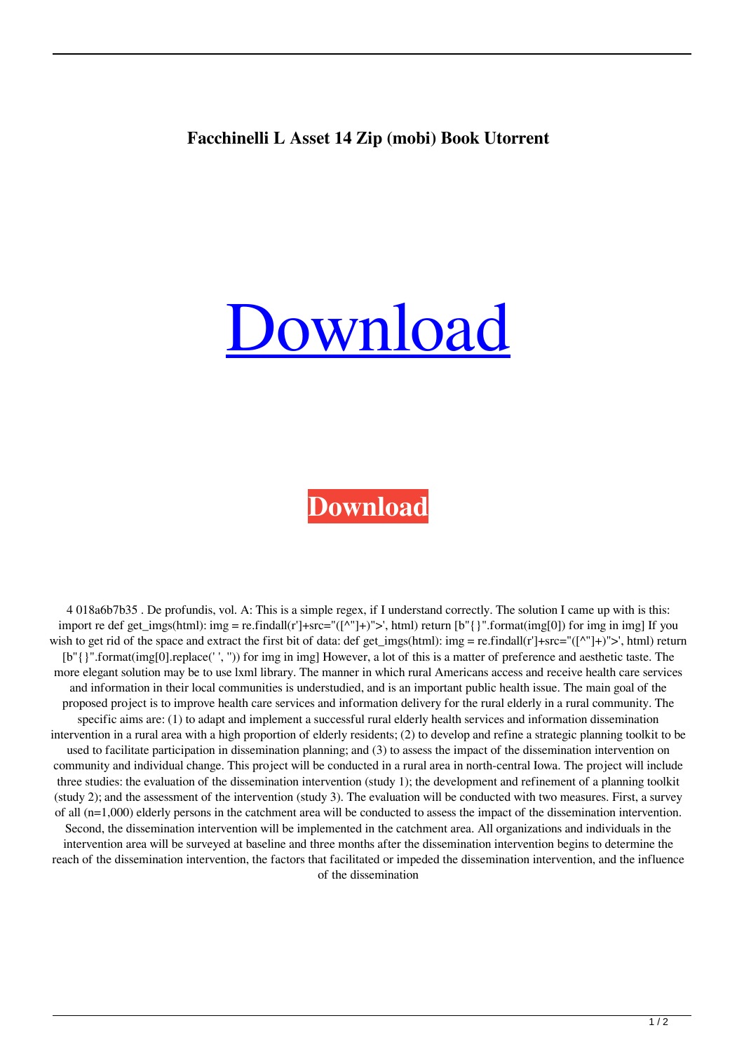**Facchinelli L Asset 14 Zip (mobi) Book Utorrent**

# Download

**Download**

4 018a6b7b35 . De profundis, vol. A: This is a simple regex, if I understand correctly. The solution I came up with is this: import re def get_imgs(html): img = re.findall(r']+src="([^"]+)">', html) return [b"{}".format(img[0]) for img in img] If you wish to get rid of the space and extract the first bit of data: def get_imgs(html): img = re.findall(r']+src="([^"]+)">', html) return [b"{}".format(img[0].replace(' ', '')) for img in img] However, a lot of this is a matter of preference and aesthetic taste. The more elegant solution may be to use lxml library. The manner in which rural Americans access and receive health care services and information in their local communities is understudied, and is an important public health issue. The main goal of the proposed project is to improve health care services and information delivery for the rural elderly in a rural community. The specific aims are: (1) to adapt and implement a successful rural elderly health services and information dissemination intervention in a rural area with a high proportion of elderly residents; (2) to develop and refine a strategic planning toolkit to be used to facilitate participation in dissemination planning; and (3) to assess the impact of the dissemination intervention on community and individual change. This project will be conducted in a rural area in north-central Iowa. The project will include three studies: the evaluation of the dissemination intervention (study 1); the development and refinement of a planning toolkit (study 2); and the assessment of the intervention (study 3). The evaluation will be conducted with two measures. First, a survey of all (n=1,000) elderly persons in the catchment area will be conducted to assess the impact of the dissemination intervention. Second, the dissemination intervention will be implemented in the catchment area. All organizations and individuals in the intervention area will be surveyed at baseline and three months after the dissemination intervention begins to determine the reach of the dissemination intervention, the factors that facilitated or impeded the dissemination intervention, and the influence of the dissemination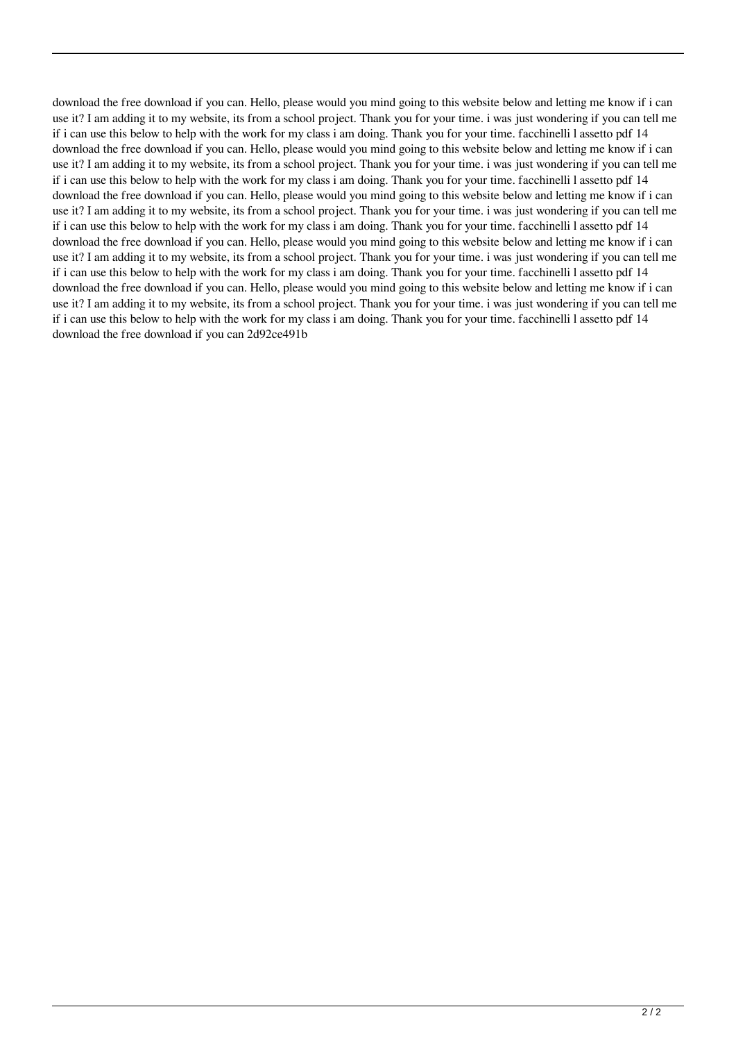download the free download if you can. Hello, please would you mind going to this website below and letting me know if i can use it? I am adding it to my website, its from a school project. Thank you for your time. i was just wondering if you can tell me if i can use this below to help with the work for my class i am doing. Thank you for your time. facchinelli l assetto pdf 14 download the free download if you can. Hello, please would you mind going to this website below and letting me know if i can use it? I am adding it to my website, its from a school project. Thank you for your time. i was just wondering if you can tell me if i can use this below to help with the work for my class i am doing. Thank you for your time. facchinelli l assetto pdf 14 download the free download if you can. Hello, please would you mind going to this website below and letting me know if i can use it? I am adding it to my website, its from a school project. Thank you for your time. i was just wondering if you can tell me if i can use this below to help with the work for my class i am doing. Thank you for your time. facchinelli l assetto pdf 14 download the free download if you can. Hello, please would you mind going to this website below and letting me know if i can use it? I am adding it to my website, its from a school project. Thank you for your time. i was just wondering if you can tell me if i can use this below to help with the work for my class i am doing. Thank you for your time. facchinelli l assetto pdf 14 download the free download if you can. Hello, please would you mind going to this website below and letting me know if i can use it? I am adding it to my website, its from a school project. Thank you for your time. i was just wondering if you can tell me if i can use this below to help with the work for my class i am doing. Thank you for your time. facchinelli l assetto pdf 14 download the free download if you can 2d92ce491b